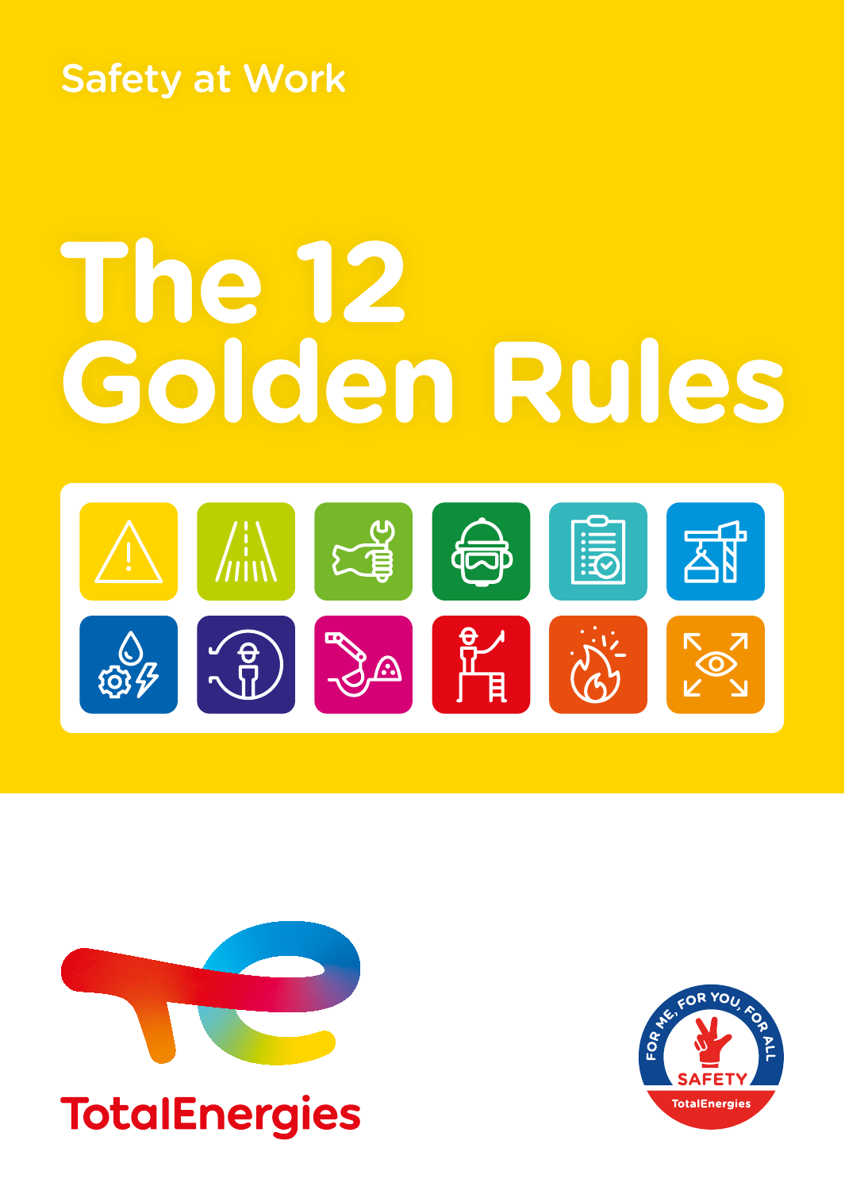Safety at Work

# The 12 Golden Rules

TotalEnergies

FOR ME, FOR YOU, FOR ALL

SAFETY

TotalEnergies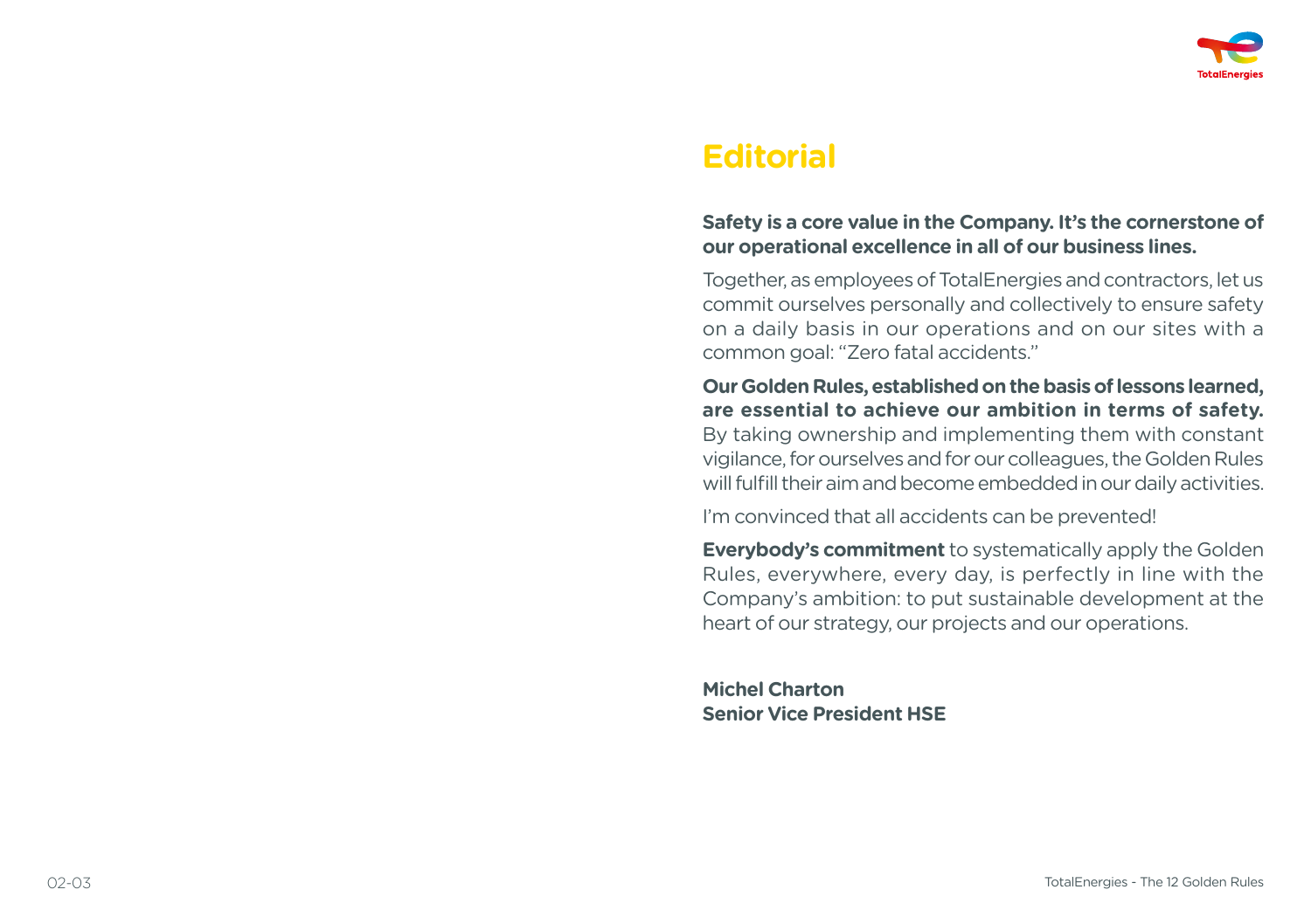# Editorial

**Safety is a core value in the Company. It's the cornerstone of our operational excellence in all of our business lines.**

Together, as employees of TotalEnergies and contractors, let us commit ourselves personally and collectively to ensure safety on a daily basis in our operations and on our sites with a common goal: "Zero fatal accidents."

**Our Golden Rules, established on the basis of lessons learned, are essential to achieve our ambition in terms of safety.** By taking ownership and implementing them with constant vigilance, for ourselves and for our colleagues, the Golden Rules will fulfill their aim and become embedded in our daily activities.

I'm convinced that all accidents can be prevented!

**Everybody's commitment** to systematically apply the Golden Rules, everywhere, every day, is perfectly in line with the Company's ambition: to put sustainable development at the heart of our strategy, our projects and our operations.

**Michel Charton**
**Senior Vice President HSE**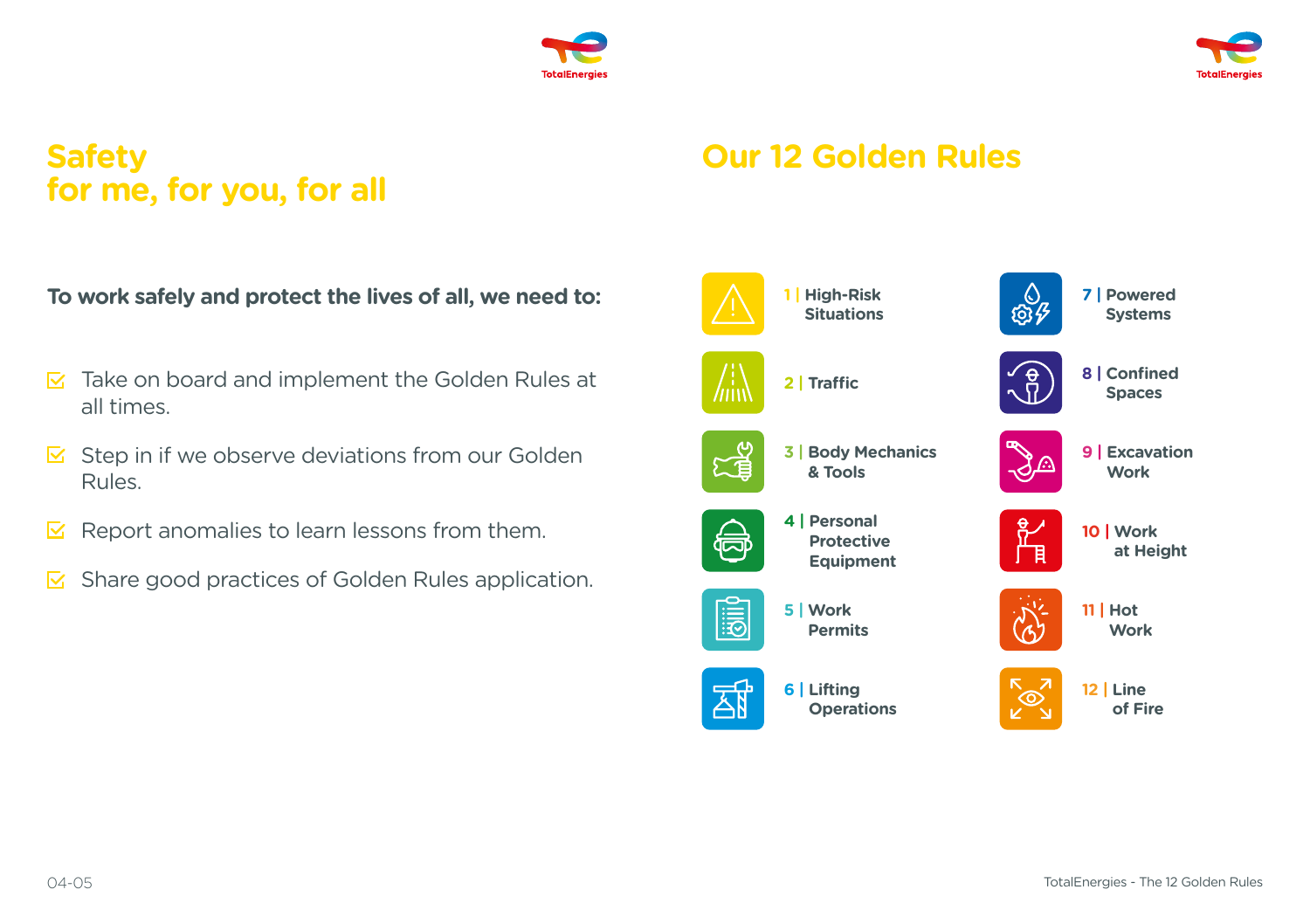# Safety for me, for you, for all

**To work safely and protect the lives of all, we need to:**

- Take on board and implement the Golden Rules at all times.
- Step in if we observe deviations from our Golden Rules.
- Report anomalies to learn lessons from them.
- Share good practices of Golden Rules application.

# Our 12 Golden Rules

1 | High-Risk Situations

2 | Traffic

3 | Body Mechanics & Tools

4 | Personal Protective Equipment

5 | Work Permits

6 | Lifting Operations

7 | Powered Systems

8 | Confined Spaces

9 | Excavation Work

10 | Work at Height

11 | Hot Work

12 | Line of Fire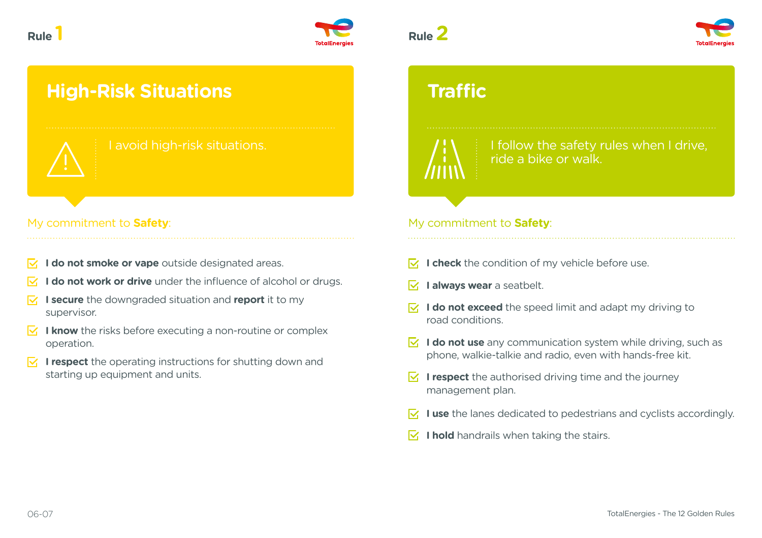Rule 1

# High-Risk Situations

I avoid high-risk situations.

My commitment to **Safety**:

- **I do not smoke or vape** outside designated areas.
- **I do not work or drive** under the influence of alcohol or drugs.
- **I secure** the downgraded situation and **report** it to my supervisor.
- **I know** the risks before executing a non-routine or complex operation.
- **I respect** the operating instructions for shutting down and starting up equipment and units.

Rule 2

# Traffic

I follow the safety rules when I drive, ride a bike or walk.

My commitment to **Safety**:

- **I check** the condition of my vehicle before use.
- **I always wear** a seatbelt.
- **I do not exceed** the speed limit and adapt my driving to road conditions.
- **I do not use** any communication system while driving, such as phone, walkie-talkie and radio, even with hands-free kit.
- **I respect** the authorised driving time and the journey management plan.
- **I use** the lanes dedicated to pedestrians and cyclists accordingly.
- **I hold** handrails when taking the stairs.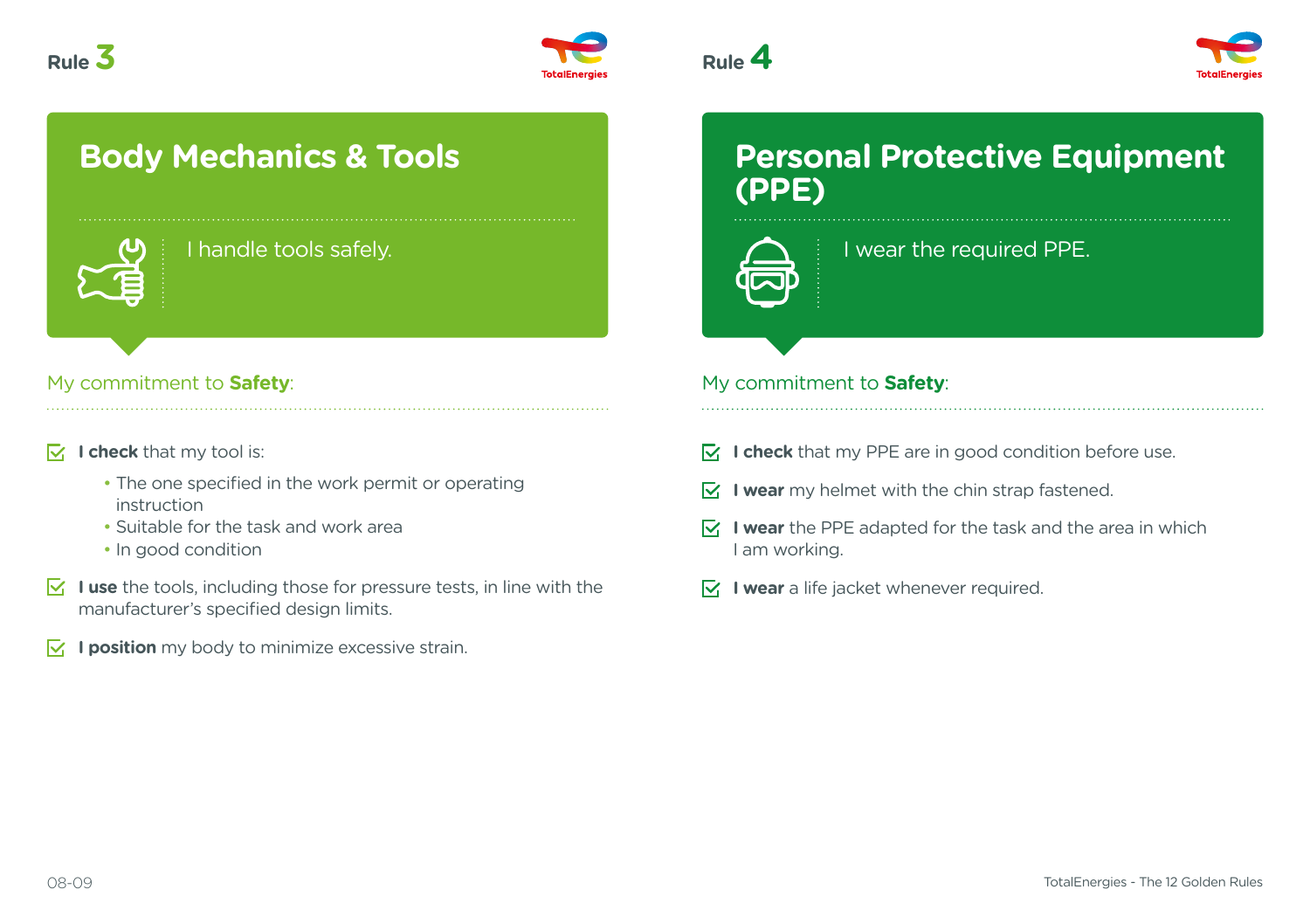Rule 3

# Body Mechanics & Tools

I handle tools safely.

My commitment to **Safety**:

- **I check** that my tool is:
  - The one specified in the work permit or operating instruction
  - Suitable for the task and work area
  - In good condition
- **I use** the tools, including those for pressure tests, in line with the manufacturer's specified design limits.
- **I position** my body to minimize excessive strain.

Rule 4

# Personal Protective Equipment (PPE)

I wear the required PPE.

My commitment to **Safety**:

- **I check** that my PPE are in good condition before use.
- **I wear** my helmet with the chin strap fastened.
- **I wear** the PPE adapted for the task and the area in which I am working.
- **I wear** a life jacket whenever required.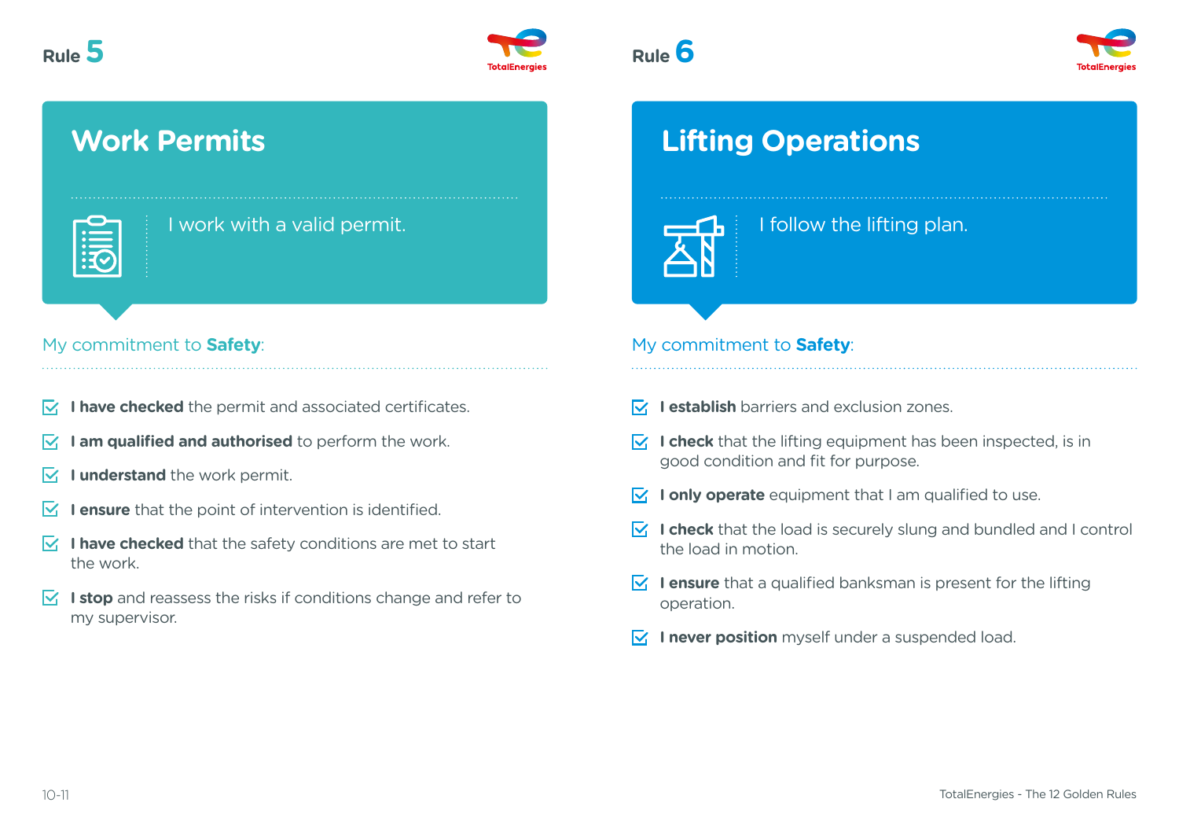## Rule 5

# Work Permits

I work with a valid permit.

My commitment to **Safety**:

- **I have checked** the permit and associated certificates.
- **I am qualified and authorised** to perform the work.
- **I understand** the work permit.
- **I ensure** that the point of intervention is identified.
- **I have checked** that the safety conditions are met to start the work.
- **I stop** and reassess the risks if conditions change and refer to my supervisor.

## Rule 6

# Lifting Operations

I follow the lifting plan.

My commitment to **Safety**:

- **I establish** barriers and exclusion zones.
- **I check** that the lifting equipment has been inspected, is in good condition and fit for purpose.
- **I only operate** equipment that I am qualified to use.
- **I check** that the load is securely slung and bundled and I control the load in motion.
- **I ensure** that a qualified banksman is present for the lifting operation.
- **I never position** myself under a suspended load.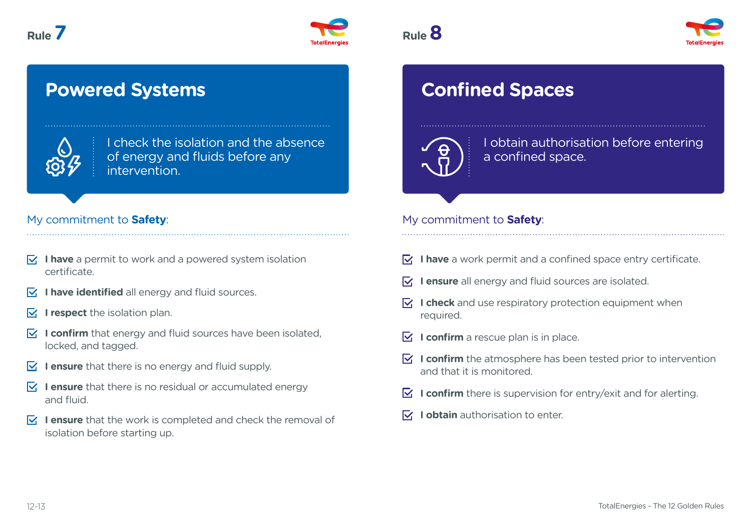## Rule 7

# Powered Systems

I check the isolation and the absence of energy and fluids before any intervention.

My commitment to **Safety**:

- **I have** a permit to work and a powered system isolation certificate.
- **I have identified** all energy and fluid sources.
- **I respect** the isolation plan.
- **I confirm** that energy and fluid sources have been isolated, locked, and tagged.
- **I ensure** that there is no energy and fluid supply.
- **I ensure** that there is no residual or accumulated energy and fluid.
- **I ensure** that the work is completed and check the removal of isolation before starting up.

## Rule 8

# Confined Spaces

I obtain authorisation before entering a confined space.

My commitment to **Safety**:

- **I have** a work permit and a confined space entry certificate.
- **I ensure** all energy and fluid sources are isolated.
- **I check** and use respiratory protection equipment when required.
- **I confirm** a rescue plan is in place.
- **I confirm** the atmosphere has been tested prior to intervention and that it is monitored.
- **I confirm** there is supervision for entry/exit and for alerting.
- **I obtain** authorisation to enter.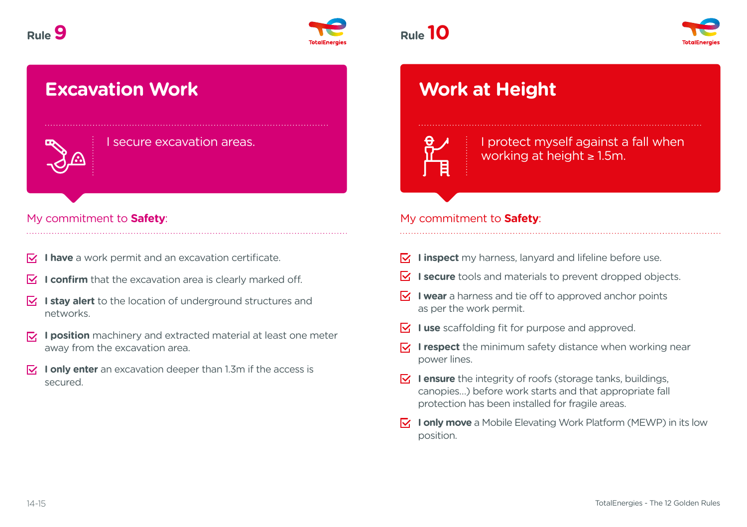## Rule 9

# Excavation Work

I secure excavation areas.

My commitment to **Safety**:

- **I have** a work permit and an excavation certificate.
- **I confirm** that the excavation area is clearly marked off.
- **I stay alert** to the location of underground structures and networks.
- **I position** machinery and extracted material at least one meter away from the excavation area.
- **I only enter** an excavation deeper than 1.3m if the access is secured.

## Rule 10

# Work at Height

I protect myself against a fall when working at height ≥ 1.5m.

My commitment to **Safety**:

- **I inspect** my harness, lanyard and lifeline before use.
- **I secure** tools and materials to prevent dropped objects.
- **I wear** a harness and tie off to approved anchor points as per the work permit.
- **I use** scaffolding fit for purpose and approved.
- **I respect** the minimum safety distance when working near power lines.
- **I ensure** the integrity of roofs (storage tanks, buildings, canopies...) before work starts and that appropriate fall protection has been installed for fragile areas.
- **I only move** a Mobile Elevating Work Platform (MEWP) in its low position.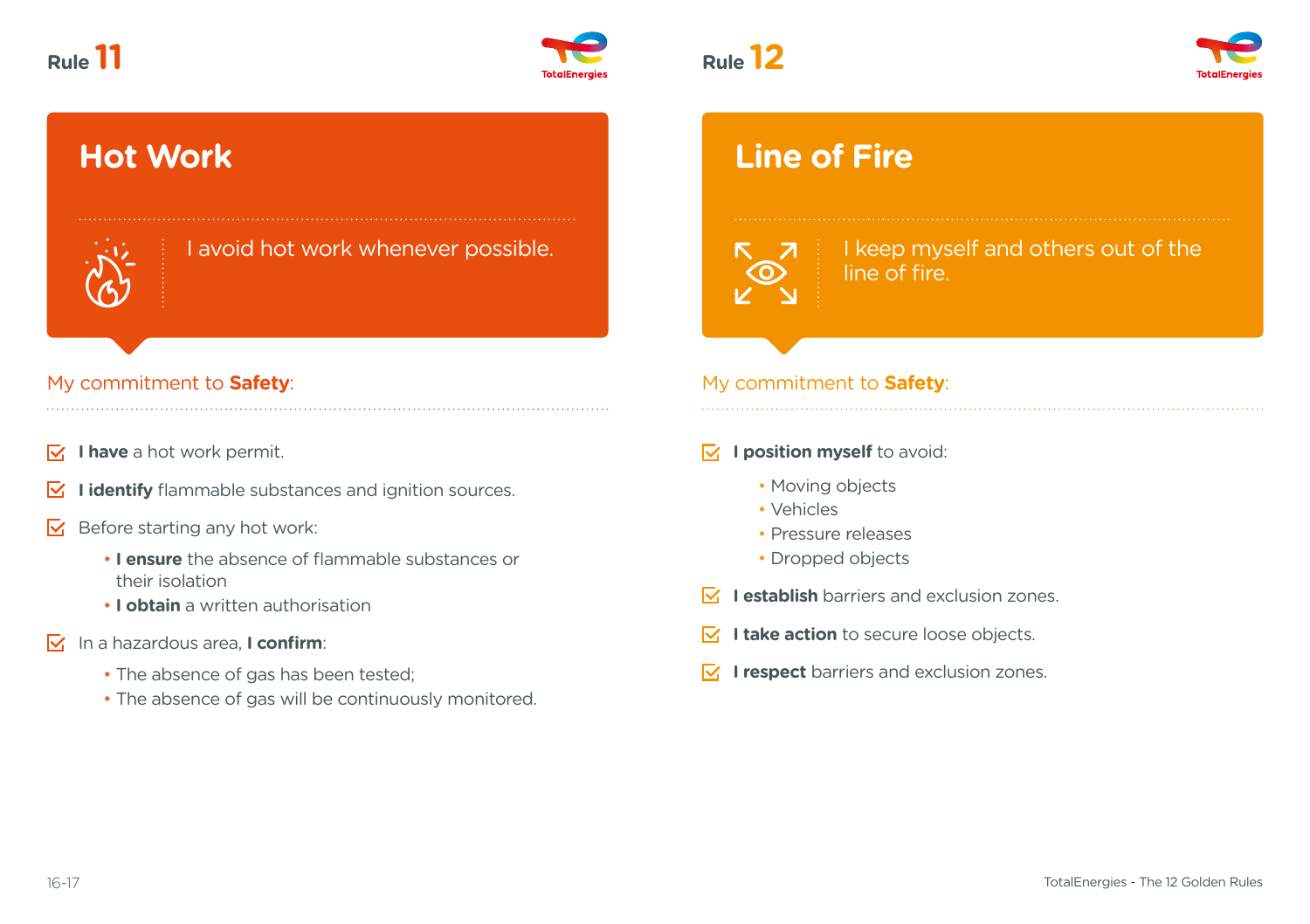## Rule 11

# Hot Work

I avoid hot work whenever possible.

My commitment to **Safety**:

- **I have** a hot work permit.
- **I identify** flammable substances and ignition sources.
- Before starting any hot work:
  - **I ensure** the absence of flammable substances or their isolation
  - **I obtain** a written authorisation
- In a hazardous area, **I confirm**:
  - The absence of gas has been tested;
  - The absence of gas will be continuously monitored.

## Rule 12

# Line of Fire

I keep myself and others out of the line of fire.

My commitment to **Safety**:

- **I position myself** to avoid:
  - Moving objects
  - Vehicles
  - Pressure releases
  - Dropped objects
- **I establish** barriers and exclusion zones.
- **I take action** to secure loose objects.
- **I respect** barriers and exclusion zones.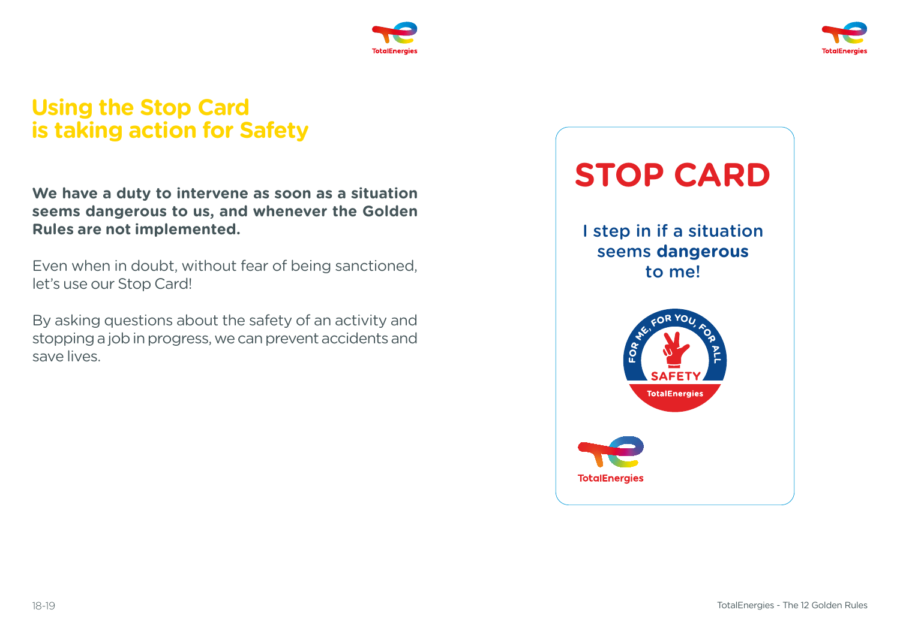# Using the Stop Card is taking action for Safety

**We have a duty to intervene as soon as a situation seems dangerous to us, and whenever the Golden Rules are not implemented.**

Even when in doubt, without fear of being sanctioned, let's use our Stop Card!

By asking questions about the safety of an activity and stopping a job in progress, we can prevent accidents and save lives.

## STOP CARD

I step in if a situation seems **dangerous** to me!

FOR ME, FOR YOU, FOR ALL

SAFETY

TotalEnergies

TotalEnergies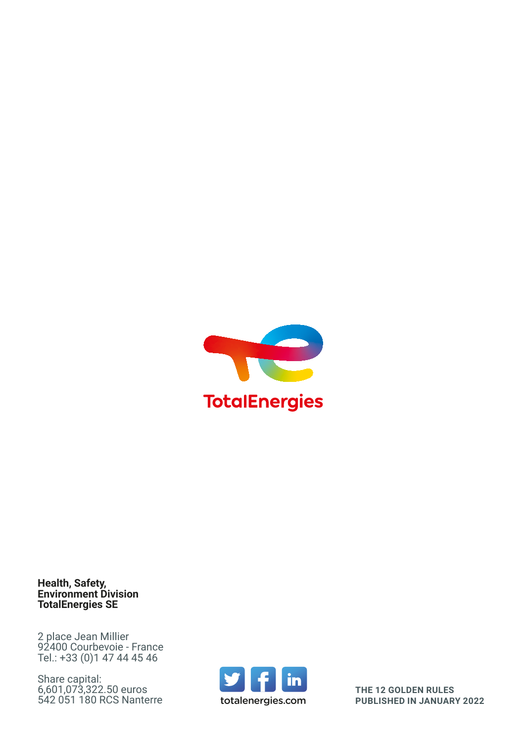TotalEnergies

**Health, Safety,
Environment Division
TotalEnergies SE**

2 place Jean Millier
92400 Courbevoie - France
Tel.: +33 (0)1 47 44 45 46

Share capital:
6,601,073,322.50 euros
542 051 180 RCS Nanterre

totalenergies.com

**THE 12 GOLDEN RULES
PUBLISHED IN JANUARY 2022**